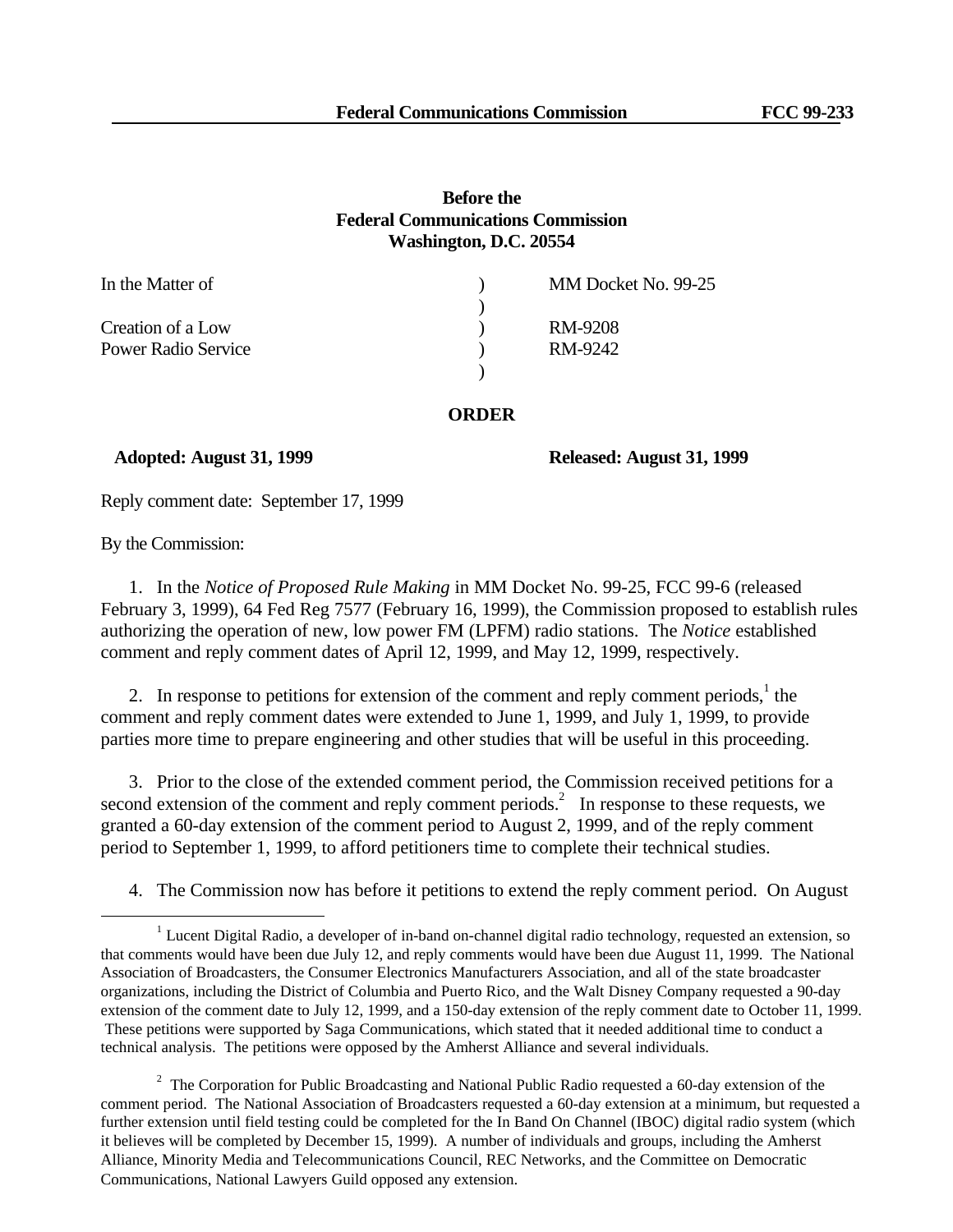**Before the**
**Federal Communications Commission**
**Washington, D.C. 20554**

| In the Matter of | ) | MM Docket No. 99-25 |
|---|---|---|
| | ) | |
| Creation of a Low | ) | RM-9208 |
| Power Radio Service | ) | RM-9242 |
| | ) | |

## ORDER

**Adopted: August 31, 1999** **Released: August 31, 1999**

Reply comment date: September 17, 1999

By the Commission:

1. In the *Notice of Proposed Rule Making* in MM Docket No. 99-25, FCC 99-6 (released February 3, 1999), 64 Fed Reg 7577 (February 16, 1999), the Commission proposed to establish rules authorizing the operation of new, low power FM (LPFM) radio stations. The *Notice* established comment and reply comment dates of April 12, 1999, and May 12, 1999, respectively.

2. In response to petitions for extension of the comment and reply comment periods,[1] the comment and reply comment dates were extended to June 1, 1999, and July 1, 1999, to provide parties more time to prepare engineering and other studies that will be useful in this proceeding.

3. Prior to the close of the extended comment period, the Commission received petitions for a second extension of the comment and reply comment periods.[2] In response to these requests, we granted a 60-day extension of the comment period to August 2, 1999, and of the reply comment period to September 1, 1999, to afford petitioners time to complete their technical studies.

4. The Commission now has before it petitions to extend the reply comment period. On August

---

[1] Lucent Digital Radio, a developer of in-band on-channel digital radio technology, requested an extension, so that comments would have been due July 12, and reply comments would have been due August 11, 1999. The National Association of Broadcasters, the Consumer Electronics Manufacturers Association, and all of the state broadcaster organizations, including the District of Columbia and Puerto Rico, and the Walt Disney Company requested a 90-day extension of the comment date to July 12, 1999, and a 150-day extension of the reply comment date to October 11, 1999. These petitions were supported by Saga Communications, which stated that it needed additional time to conduct a technical analysis. The petitions were opposed by the Amherst Alliance and several individuals.

[2] The Corporation for Public Broadcasting and National Public Radio requested a 60-day extension of the comment period. The National Association of Broadcasters requested a 60-day extension at a minimum, but requested a further extension until field testing could be completed for the In Band On Channel (IBOC) digital radio system (which it believes will be completed by December 15, 1999). A number of individuals and groups, including the Amherst Alliance, Minority Media and Telecommunications Council, REC Networks, and the Committee on Democratic Communications, National Lawyers Guild opposed any extension.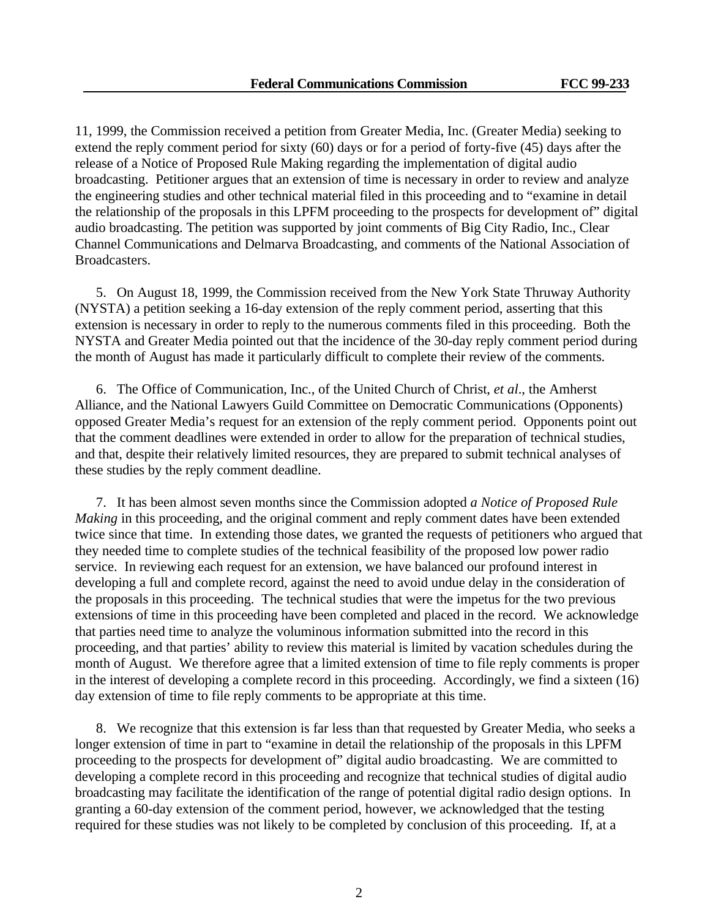11, 1999, the Commission received a petition from Greater Media, Inc. (Greater Media) seeking to extend the reply comment period for sixty (60) days or for a period of forty-five (45) days after the release of a Notice of Proposed Rule Making regarding the implementation of digital audio broadcasting. Petitioner argues that an extension of time is necessary in order to review and analyze the engineering studies and other technical material filed in this proceeding and to "examine in detail the relationship of the proposals in this LPFM proceeding to the prospects for development of" digital audio broadcasting. The petition was supported by joint comments of Big City Radio, Inc., Clear Channel Communications and Delmarva Broadcasting, and comments of the National Association of Broadcasters.

5. On August 18, 1999, the Commission received from the New York State Thruway Authority (NYSTA) a petition seeking a 16-day extension of the reply comment period, asserting that this extension is necessary in order to reply to the numerous comments filed in this proceeding. Both the NYSTA and Greater Media pointed out that the incidence of the 30-day reply comment period during the month of August has made it particularly difficult to complete their review of the comments.

6. The Office of Communication, Inc., of the United Church of Christ, *et al*., the Amherst Alliance, and the National Lawyers Guild Committee on Democratic Communications (Opponents) opposed Greater Media's request for an extension of the reply comment period. Opponents point out that the comment deadlines were extended in order to allow for the preparation of technical studies, and that, despite their relatively limited resources, they are prepared to submit technical analyses of these studies by the reply comment deadline.

7. It has been almost seven months since the Commission adopted *a Notice of Proposed Rule Making* in this proceeding, and the original comment and reply comment dates have been extended twice since that time. In extending those dates, we granted the requests of petitioners who argued that they needed time to complete studies of the technical feasibility of the proposed low power radio service. In reviewing each request for an extension, we have balanced our profound interest in developing a full and complete record, against the need to avoid undue delay in the consideration of the proposals in this proceeding. The technical studies that were the impetus for the two previous extensions of time in this proceeding have been completed and placed in the record. We acknowledge that parties need time to analyze the voluminous information submitted into the record in this proceeding, and that parties' ability to review this material is limited by vacation schedules during the month of August. We therefore agree that a limited extension of time to file reply comments is proper in the interest of developing a complete record in this proceeding. Accordingly, we find a sixteen (16) day extension of time to file reply comments to be appropriate at this time.

8. We recognize that this extension is far less than that requested by Greater Media, who seeks a longer extension of time in part to "examine in detail the relationship of the proposals in this LPFM proceeding to the prospects for development of" digital audio broadcasting. We are committed to developing a complete record in this proceeding and recognize that technical studies of digital audio broadcasting may facilitate the identification of the range of potential digital radio design options. In granting a 60-day extension of the comment period, however, we acknowledged that the testing required for these studies was not likely to be completed by conclusion of this proceeding. If, at a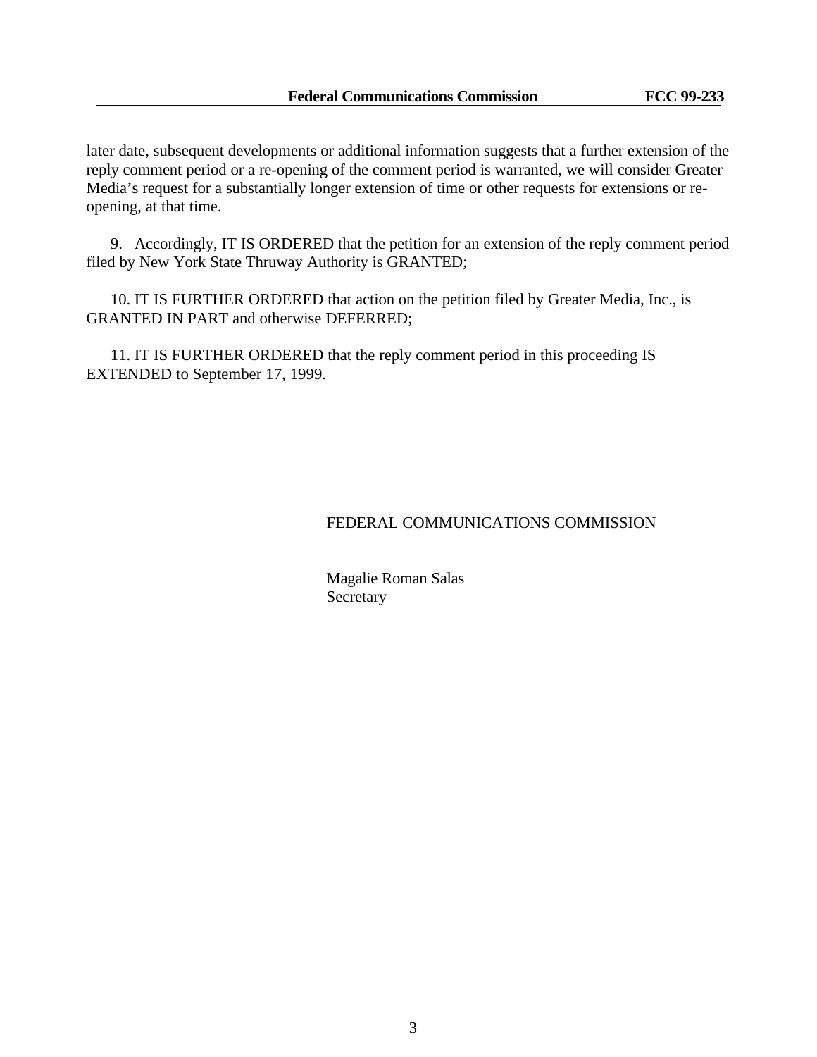later date, subsequent developments or additional information suggests that a further extension of the reply comment period or a re-opening of the comment period is warranted, we will consider Greater Media's request for a substantially longer extension of time or other requests for extensions or re-opening, at that time.

9. Accordingly, IT IS ORDERED that the petition for an extension of the reply comment period filed by New York State Thruway Authority is GRANTED;

10. IT IS FURTHER ORDERED that action on the petition filed by Greater Media, Inc., is GRANTED IN PART and otherwise DEFERRED;

11. IT IS FURTHER ORDERED that the reply comment period in this proceeding IS EXTENDED to September 17, 1999.

FEDERAL COMMUNICATIONS COMMISSION

Magalie Roman Salas
Secretary